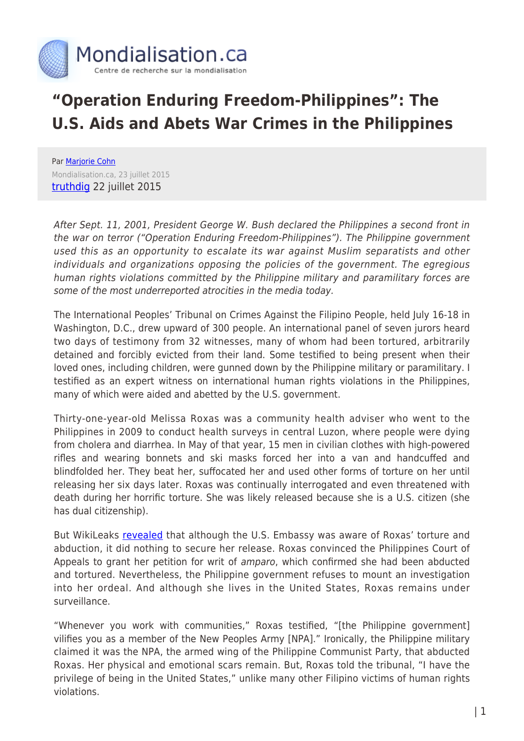# "Operation Enduring Freedom-Philippines": The U.S. Aids and Abets War Crimes in the Philippines

Par Marjorie Cohn

Mondialisation.ca, 23 juillet 2015

truthdig 22 juillet 2015

*After Sept. 11, 2001, President George W. Bush declared the Philippines a second front in the war on terror ("Operation Enduring Freedom-Philippines"). The Philippine government used this as an opportunity to escalate its war against Muslim separatists and other individuals and organizations opposing the policies of the government. The egregious human rights violations committed by the Philippine military and paramilitary forces are some of the most underreported atrocities in the media today.*

The International Peoples' Tribunal on Crimes Against the Filipino People, held July 16-18 in Washington, D.C., drew upward of 300 people. An international panel of seven jurors heard two days of testimony from 32 witnesses, many of whom had been tortured, arbitrarily detained and forcibly evicted from their land. Some testified to being present when their loved ones, including children, were gunned down by the Philippine military or paramilitary. I testified as an expert witness on international human rights violations in the Philippines, many of which were aided and abetted by the U.S. government.

Thirty-one-year-old Melissa Roxas was a community health adviser who went to the Philippines in 2009 to conduct health surveys in central Luzon, where people were dying from cholera and diarrhea. In May of that year, 15 men in civilian clothes with high-powered rifles and wearing bonnets and ski masks forced her into a van and handcuffed and blindfolded her. They beat her, suffocated her and used other forms of torture on her until releasing her six days later. Roxas was continually interrogated and even threatened with death during her horrific torture. She was likely released because she is a U.S. citizen (she has dual citizenship).

But WikiLeaks revealed that although the U.S. Embassy was aware of Roxas' torture and abduction, it did nothing to secure her release. Roxas convinced the Philippines Court of Appeals to grant her petition for writ of *amparo*, which confirmed she had been abducted and tortured. Nevertheless, the Philippine government refuses to mount an investigation into her ordeal. And although she lives in the United States, Roxas remains under surveillance.

"Whenever you work with communities," Roxas testified, "[the Philippine government] vilifies you as a member of the New Peoples Army [NPA]." Ironically, the Philippine military claimed it was the NPA, the armed wing of the Philippine Communist Party, that abducted Roxas. Her physical and emotional scars remain. But, Roxas told the tribunal, "I have the privilege of being in the United States," unlike many other Filipino victims of human rights violations.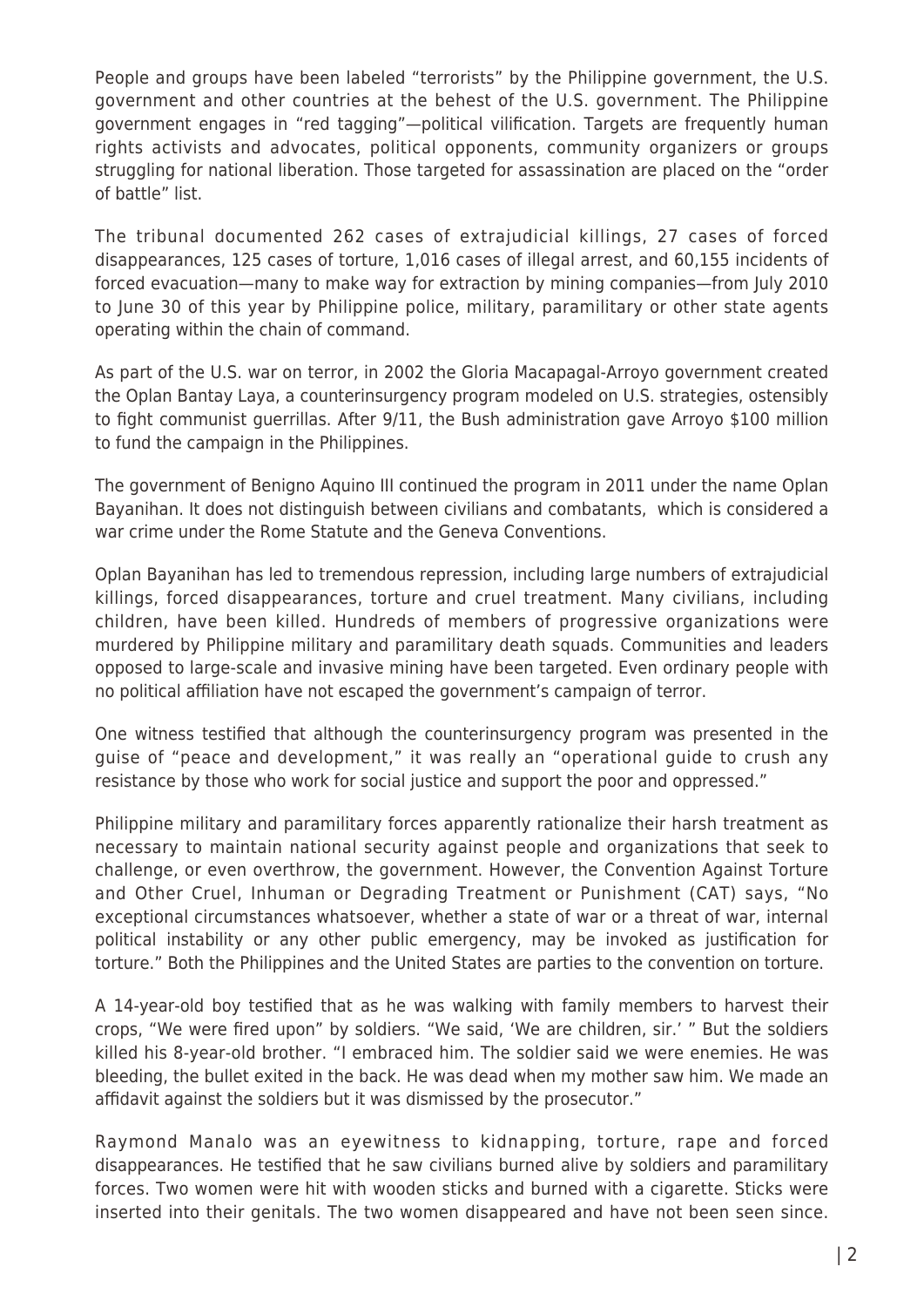People and groups have been labeled "terrorists" by the Philippine government, the U.S. government and other countries at the behest of the U.S. government. The Philippine government engages in "red tagging"—political vilification. Targets are frequently human rights activists and advocates, political opponents, community organizers or groups struggling for national liberation. Those targeted for assassination are placed on the "order of battle" list.

The tribunal documented 262 cases of extrajudicial killings, 27 cases of forced disappearances, 125 cases of torture, 1,016 cases of illegal arrest, and 60,155 incidents of forced evacuation—many to make way for extraction by mining companies—from July 2010 to June 30 of this year by Philippine police, military, paramilitary or other state agents operating within the chain of command.

As part of the U.S. war on terror, in 2002 the Gloria Macapagal-Arroyo government created the Oplan Bantay Laya, a counterinsurgency program modeled on U.S. strategies, ostensibly to fight communist guerrillas. After 9/11, the Bush administration gave Arroyo $100 million to fund the campaign in the Philippines.

The government of Benigno Aquino III continued the program in 2011 under the name Oplan Bayanihan. It does not distinguish between civilians and combatants, which is considered a war crime under the Rome Statute and the Geneva Conventions.

Oplan Bayanihan has led to tremendous repression, including large numbers of extrajudicial killings, forced disappearances, torture and cruel treatment. Many civilians, including children, have been killed. Hundreds of members of progressive organizations were murdered by Philippine military and paramilitary death squads. Communities and leaders opposed to large-scale and invasive mining have been targeted. Even ordinary people with no political affiliation have not escaped the government's campaign of terror.

One witness testified that although the counterinsurgency program was presented in the guise of "peace and development," it was really an "operational guide to crush any resistance by those who work for social justice and support the poor and oppressed."

Philippine military and paramilitary forces apparently rationalize their harsh treatment as necessary to maintain national security against people and organizations that seek to challenge, or even overthrow, the government. However, the Convention Against Torture and Other Cruel, Inhuman or Degrading Treatment or Punishment (CAT) says, "No exceptional circumstances whatsoever, whether a state of war or a threat of war, internal political instability or any other public emergency, may be invoked as justification for torture." Both the Philippines and the United States are parties to the convention on torture.

A 14-year-old boy testified that as he was walking with family members to harvest their crops, "We were fired upon" by soldiers. "We said, 'We are children, sir.' " But the soldiers killed his 8-year-old brother. "I embraced him. The soldier said we were enemies. He was bleeding, the bullet exited in the back. He was dead when my mother saw him. We made an affidavit against the soldiers but it was dismissed by the prosecutor."

Raymond Manalo was an eyewitness to kidnapping, torture, rape and forced disappearances. He testified that he saw civilians burned alive by soldiers and paramilitary forces. Two women were hit with wooden sticks and burned with a cigarette. Sticks were inserted into their genitals. The two women disappeared and have not been seen since.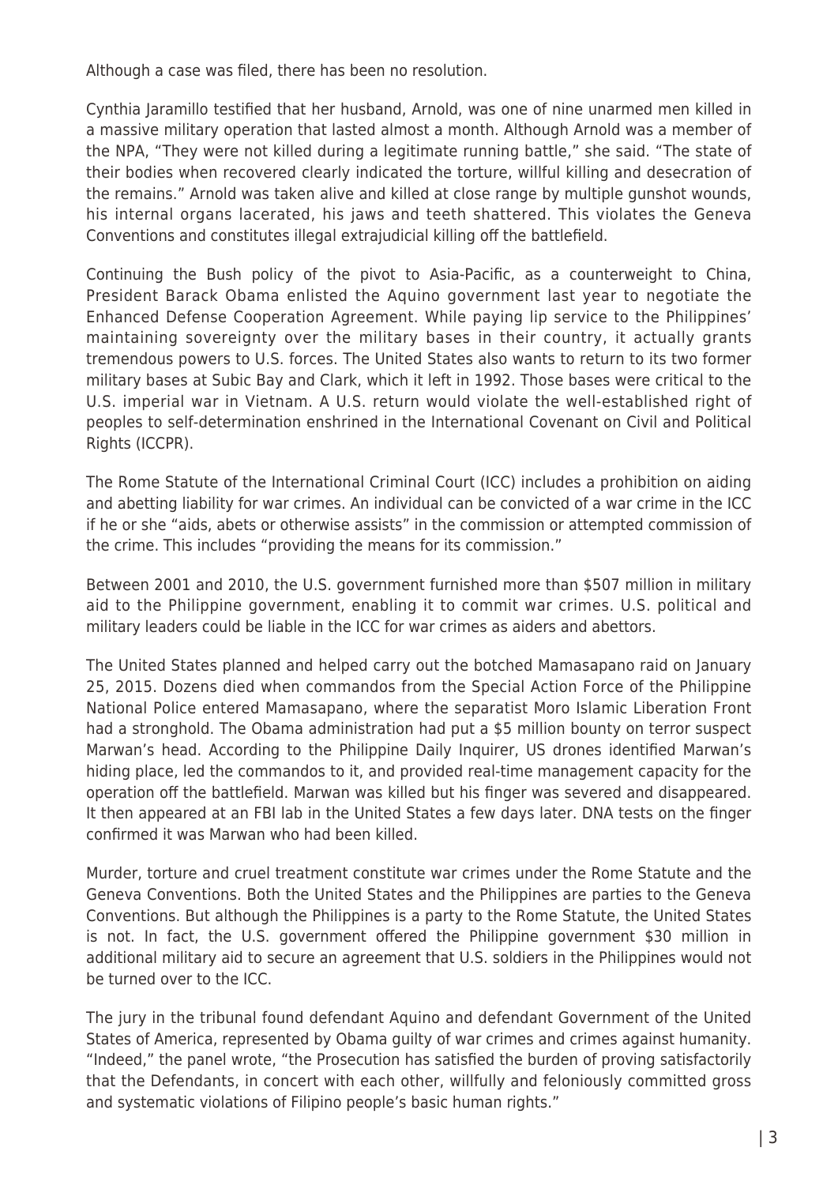Although a case was filed, there has been no resolution.

Cynthia Jaramillo testified that her husband, Arnold, was one of nine unarmed men killed in a massive military operation that lasted almost a month. Although Arnold was a member of the NPA, "They were not killed during a legitimate running battle," she said. "The state of their bodies when recovered clearly indicated the torture, willful killing and desecration of the remains." Arnold was taken alive and killed at close range by multiple gunshot wounds, his internal organs lacerated, his jaws and teeth shattered. This violates the Geneva Conventions and constitutes illegal extrajudicial killing off the battlefield.

Continuing the Bush policy of the pivot to Asia-Pacific, as a counterweight to China, President Barack Obama enlisted the Aquino government last year to negotiate the Enhanced Defense Cooperation Agreement. While paying lip service to the Philippines' maintaining sovereignty over the military bases in their country, it actually grants tremendous powers to U.S. forces. The United States also wants to return to its two former military bases at Subic Bay and Clark, which it left in 1992. Those bases were critical to the U.S. imperial war in Vietnam. A U.S. return would violate the well-established right of peoples to self-determination enshrined in the International Covenant on Civil and Political Rights (ICCPR).

The Rome Statute of the International Criminal Court (ICC) includes a prohibition on aiding and abetting liability for war crimes. An individual can be convicted of a war crime in the ICC if he or she "aids, abets or otherwise assists" in the commission or attempted commission of the crime. This includes "providing the means for its commission."

Between 2001 and 2010, the U.S. government furnished more than $507 million in military aid to the Philippine government, enabling it to commit war crimes. U.S. political and military leaders could be liable in the ICC for war crimes as aiders and abettors.

The United States planned and helped carry out the botched Mamasapano raid on January 25, 2015. Dozens died when commandos from the Special Action Force of the Philippine National Police entered Mamasapano, where the separatist Moro Islamic Liberation Front had a stronghold. The Obama administration had put a $5 million bounty on terror suspect Marwan's head. According to the Philippine Daily Inquirer, US drones identified Marwan's hiding place, led the commandos to it, and provided real-time management capacity for the operation off the battlefield. Marwan was killed but his finger was severed and disappeared. It then appeared at an FBI lab in the United States a few days later. DNA tests on the finger confirmed it was Marwan who had been killed.

Murder, torture and cruel treatment constitute war crimes under the Rome Statute and the Geneva Conventions. Both the United States and the Philippines are parties to the Geneva Conventions. But although the Philippines is a party to the Rome Statute, the United States is not. In fact, the U.S. government offered the Philippine government $30 million in additional military aid to secure an agreement that U.S. soldiers in the Philippines would not be turned over to the ICC.

The jury in the tribunal found defendant Aquino and defendant Government of the United States of America, represented by Obama guilty of war crimes and crimes against humanity. "Indeed," the panel wrote, "the Prosecution has satisfied the burden of proving satisfactorily that the Defendants, in concert with each other, willfully and feloniously committed gross and systematic violations of Filipino people's basic human rights."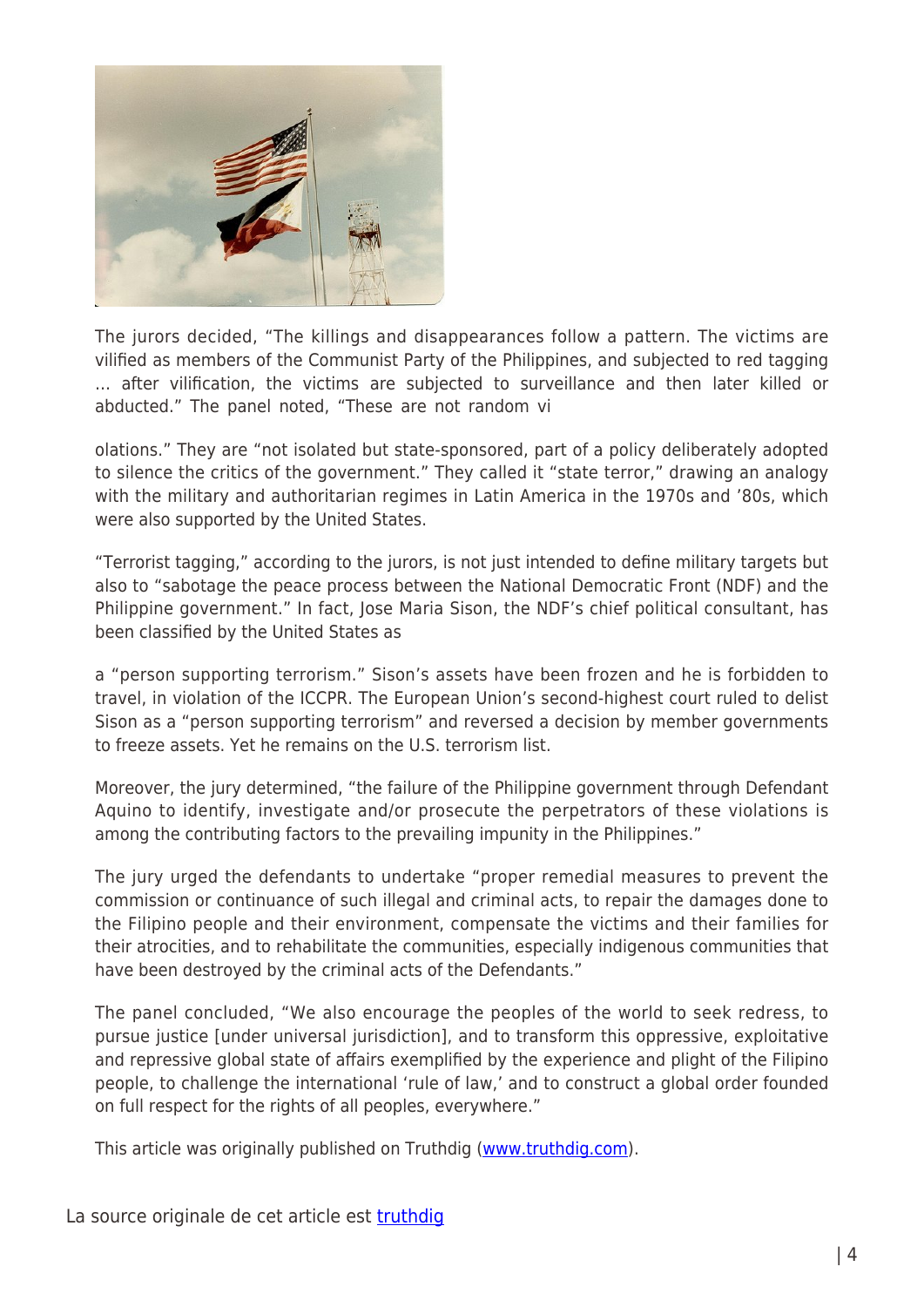The jurors decided, “The killings and disappearances follow a pattern. The victims are vilified as members of the Communist Party of the Philippines, and subjected to red tagging … after vilification, the victims are subjected to surveillance and then later killed or abducted.” The panel noted, “These are not random vi

olations.” They are “not isolated but state-sponsored, part of a policy deliberately adopted to silence the critics of the government.” They called it “state terror,” drawing an analogy with the military and authoritarian regimes in Latin America in the 1970s and ’80s, which were also supported by the United States.

“Terrorist tagging,” according to the jurors, is not just intended to define military targets but also to “sabotage the peace process between the National Democratic Front (NDF) and the Philippine government.” In fact, Jose Maria Sison, the NDF’s chief political consultant, has been classified by the United States as

a “person supporting terrorism.” Sison’s assets have been frozen and he is forbidden to travel, in violation of the ICCPR. The European Union’s second-highest court ruled to delist Sison as a “person supporting terrorism” and reversed a decision by member governments to freeze assets. Yet he remains on the U.S. terrorism list.

Moreover, the jury determined, “the failure of the Philippine government through Defendant Aquino to identify, investigate and/or prosecute the perpetrators of these violations is among the contributing factors to the prevailing impunity in the Philippines.”

The jury urged the defendants to undertake “proper remedial measures to prevent the commission or continuance of such illegal and criminal acts, to repair the damages done to the Filipino people and their environment, compensate the victims and their families for their atrocities, and to rehabilitate the communities, especially indigenous communities that have been destroyed by the criminal acts of the Defendants.”

The panel concluded, “We also encourage the peoples of the world to seek redress, to pursue justice [under universal jurisdiction], and to transform this oppressive, exploitative and repressive global state of affairs exemplified by the experience and plight of the Filipino people, to challenge the international ‘rule of law,’ and to construct a global order founded on full respect for the rights of all peoples, everywhere.”

This article was originally published on Truthdig (www.truthdig.com).

La source originale de cet article est truthdig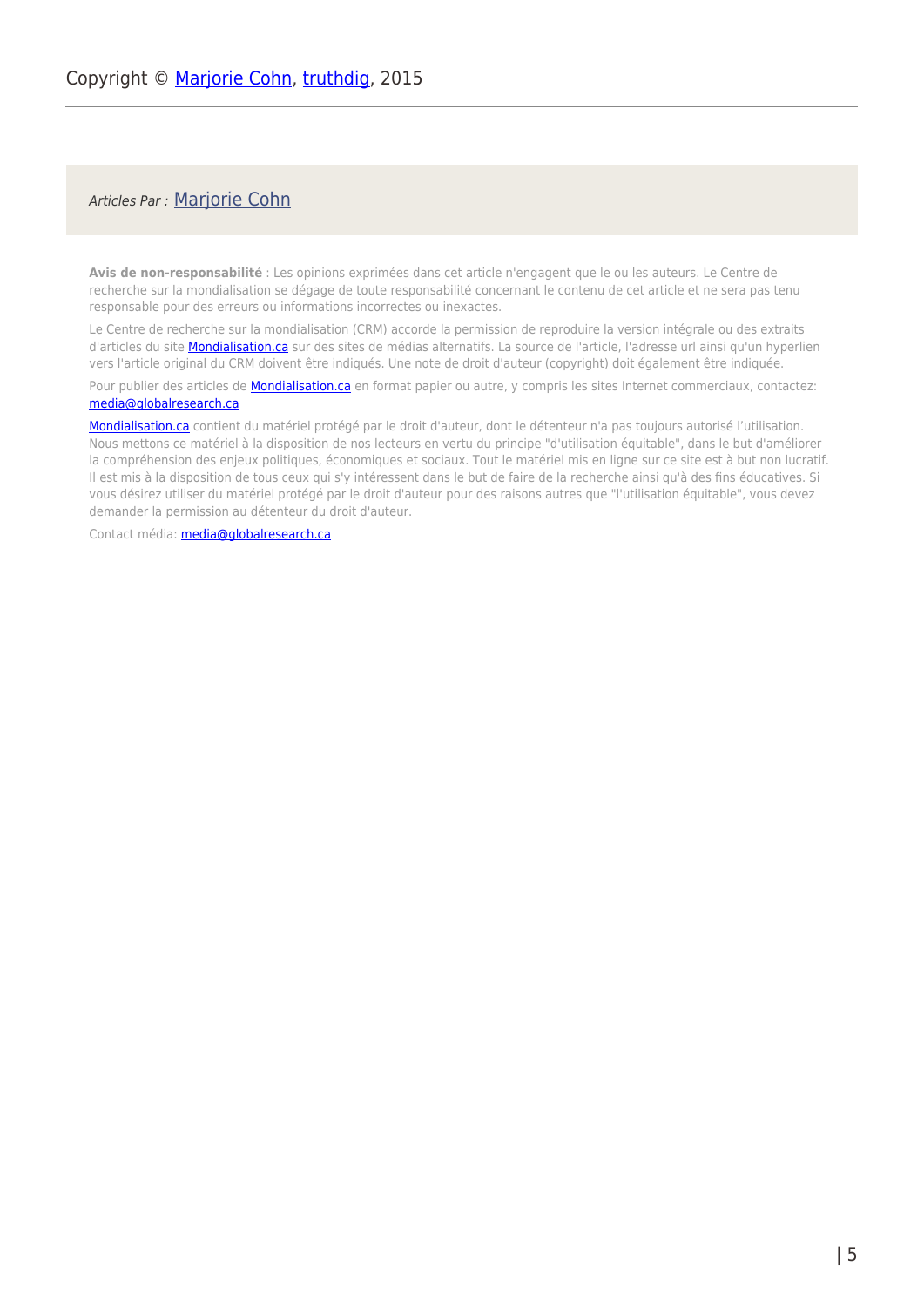Copyright © Marjorie Cohn, truthdig, 2015

*Articles Par :* Marjorie Cohn

**Avis de non-responsabilité** : Les opinions exprimées dans cet article n'engagent que le ou les auteurs. Le Centre de recherche sur la mondialisation se dégage de toute responsabilité concernant le contenu de cet article et ne sera pas tenu responsable pour des erreurs ou informations incorrectes ou inexactes.

Le Centre de recherche sur la mondialisation (CRM) accorde la permission de reproduire la version intégrale ou des extraits d'articles du site Mondialisation.ca sur des sites de médias alternatifs. La source de l'article, l'adresse url ainsi qu'un hyperlien vers l'article original du CRM doivent être indiqués. Une note de droit d'auteur (copyright) doit également être indiquée.

Pour publier des articles de Mondialisation.ca en format papier ou autre, y compris les sites Internet commerciaux, contactez: media@globalresearch.ca

Mondialisation.ca contient du matériel protégé par le droit d'auteur, dont le détenteur n'a pas toujours autorisé l'utilisation. Nous mettons ce matériel à la disposition de nos lecteurs en vertu du principe "d'utilisation équitable", dans le but d'améliorer la compréhension des enjeux politiques, économiques et sociaux. Tout le matériel mis en ligne sur ce site est à but non lucratif. Il est mis à la disposition de tous ceux qui s'y intéressent dans le but de faire de la recherche ainsi qu'à des fins éducatives. Si vous désirez utiliser du matériel protégé par le droit d'auteur pour des raisons autres que "l'utilisation équitable", vous devez demander la permission au détenteur du droit d'auteur.

Contact média: media@globalresearch.ca